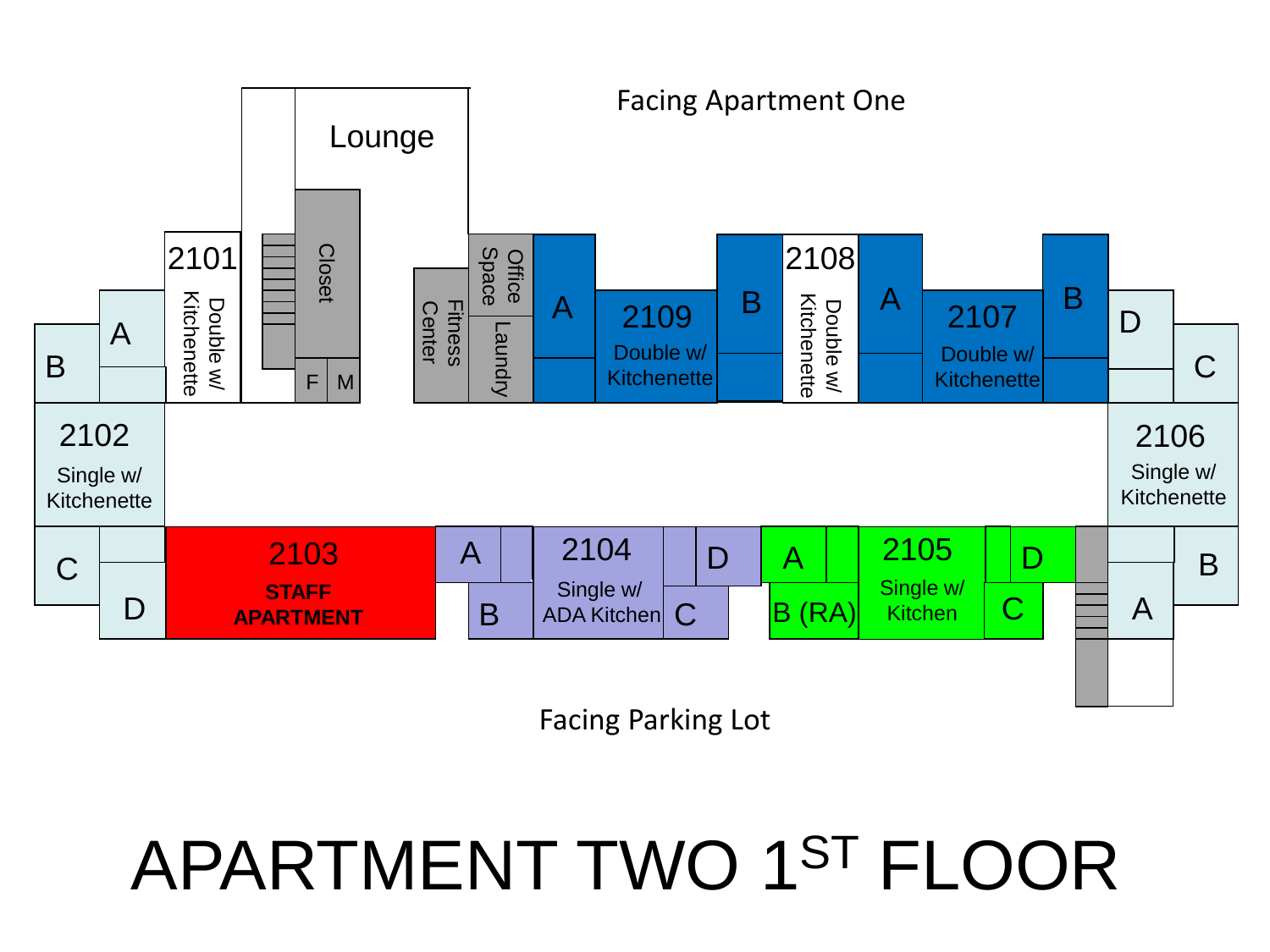Facing Apartment One

Lounge

Closet

F M

2101
Double w/ Kitchenette

A
B

2102
Single w/ Kitchenette

C
D

Office Space

Fitness Center

Laundry

A

2109
Double w/ Kitchenette

B

2108
Double w/ Kitchenette

A

2107
Double w/ Kitchenette

B

D
C

2106
Single w/ Kitchenette

B
A

2103
**STAFF APARTMENT**

A
B

2104
Single w/ ADA Kitchen

D
C

A
B (RA)

2105
Single w/ Kitchen

D
C

Facing Parking Lot

# APARTMENT TWO 1ST FLOOR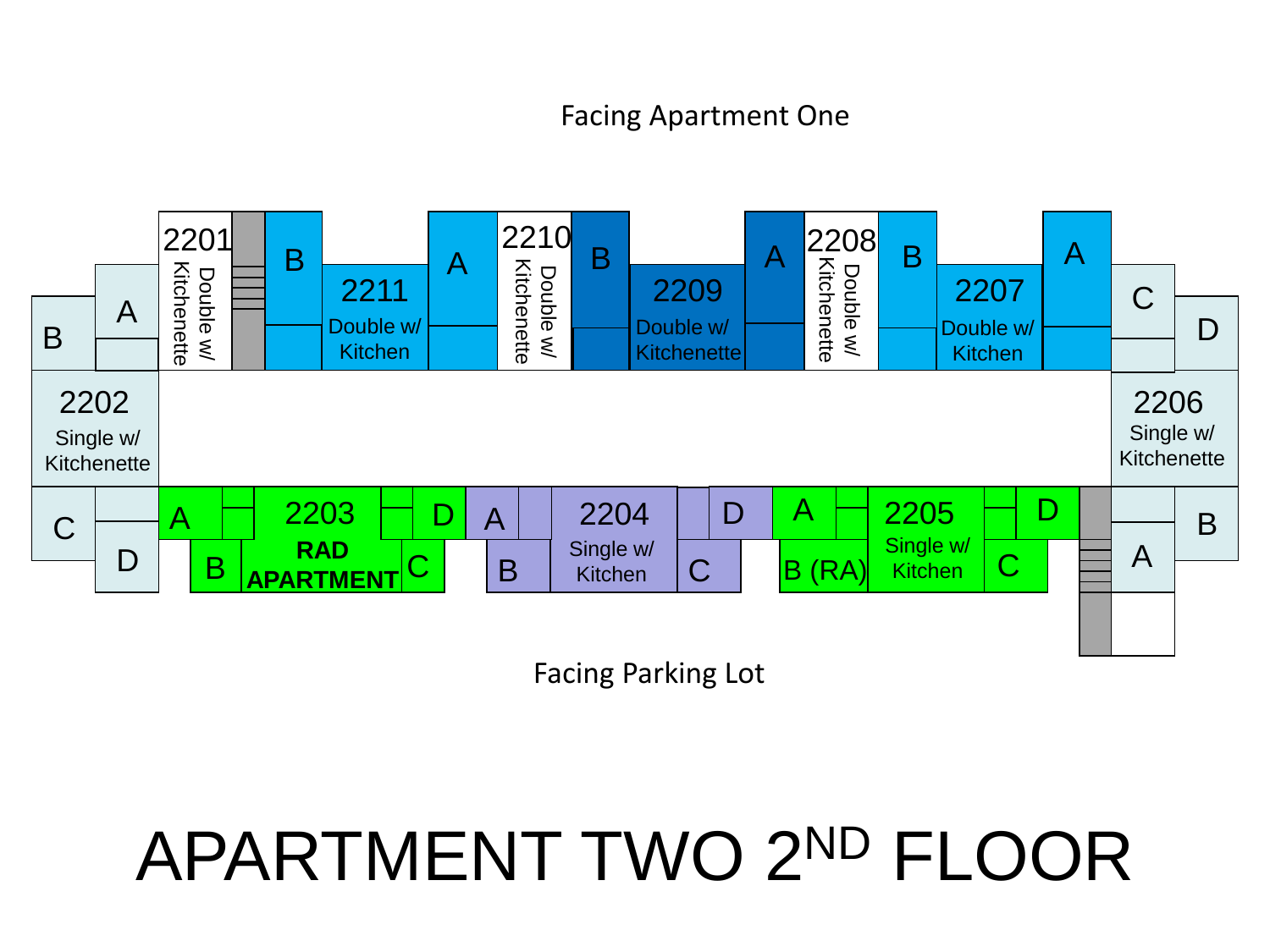Facing Apartment One

2201 Double w/ Kitchenette

B

2211 Double w/ Kitchen

A

2210 Double w/ Kitchenette

B

2209 Double w/ Kitchenette

A

2208 Double w/ Kitchenette

B

2207 Double w/ Kitchen

A

B

A

2202 Single w/ Kitchenette

C

D

C

D

2206 Single w/ Kitchenette

B

A

A

B

2203 **RAD APARTMENT**

D

C

A

B

2204 Single w/ Kitchen

D

C

A

B (RA)

2205 Single w/ Kitchen

D

C

Facing Parking Lot

# APARTMENT TWO 2ND FLOOR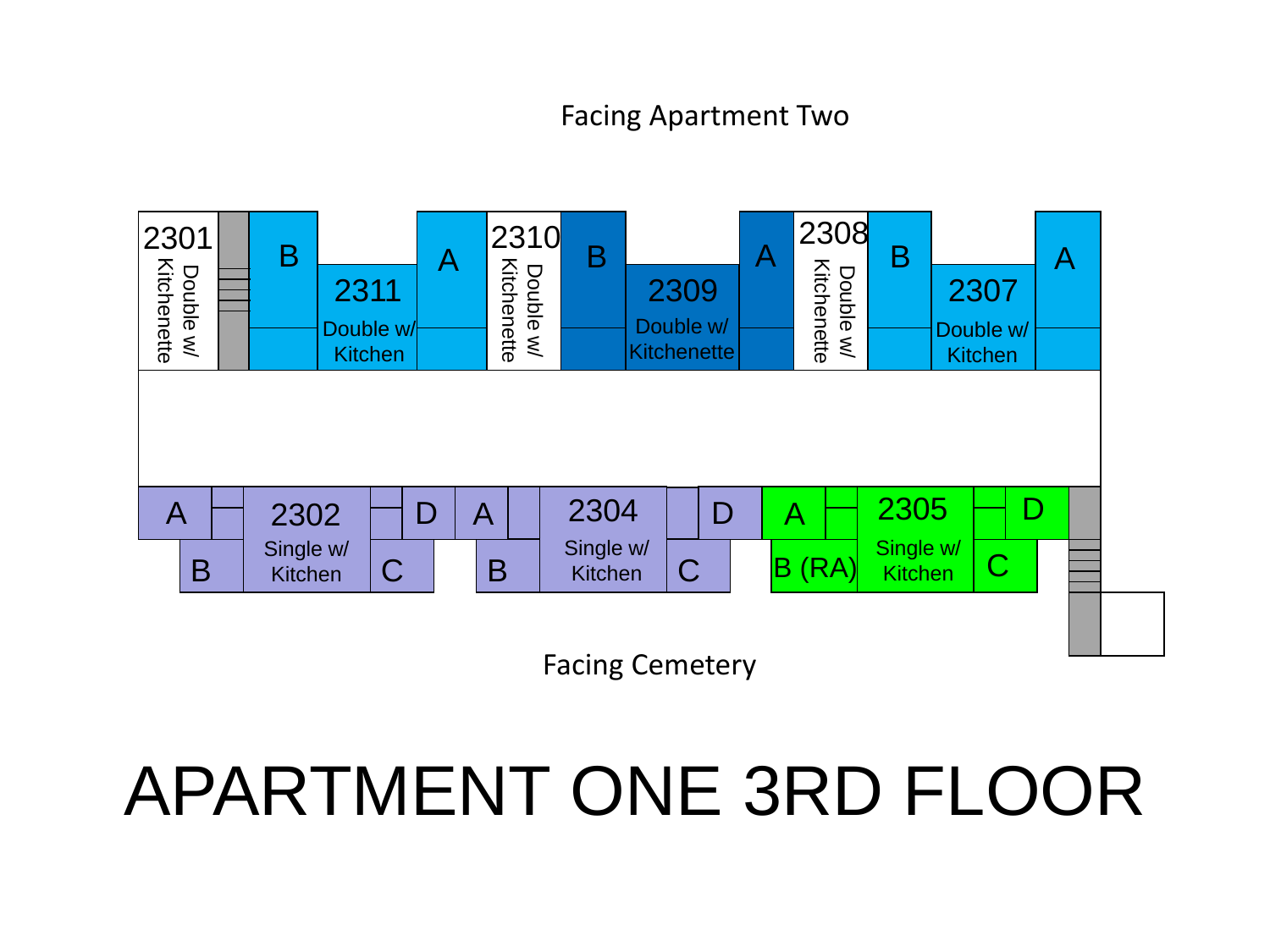Facing Apartment Two

2301 Double w/ Kitchenette

B

2311 Double w/ Kitchen

A

2310 Double w/ Kitchenette

B

2309 Double w/ Kitchenette

A

2308 Double w/ Kitchenette

B

2307 Double w/ Kitchen

A

A

2302 Single w/ Kitchen

D

B

C

A

2304 Single w/ Kitchen

D

B

C

A

2305 Single w/ Kitchen

D

B (RA)

C

Facing Cemetery

# APARTMENT ONE 3RD FLOOR